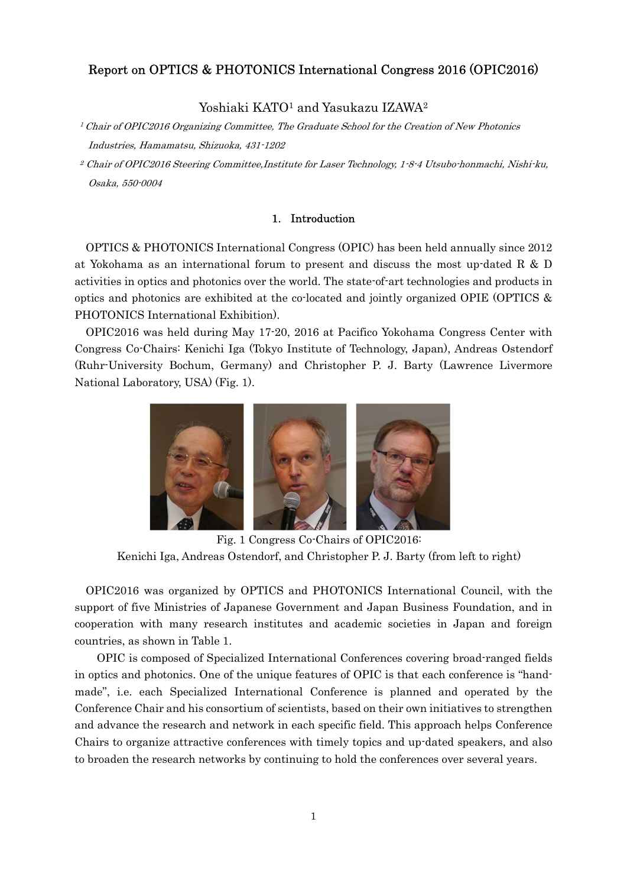# Report on OPTICS & PHOTONICS International Congress 2016 (OPIC2016)

Yoshiaki KATO[1] and Yasukazu IZAWA[2]

[1] *Chair of OPIC2016 Organizing Committee, The Graduate School for the Creation of New Photonics Industries, Hamamatsu, Shizuoka, 431-1202*

[2] *Chair of OPIC2016 Steering Committee,Institute for Laser Technology, 1-8-4 Utsubo-honmachi, Nishi-ku, Osaka, 550-0004*

## 1. Introduction

OPTICS & PHOTONICS International Congress (OPIC) has been held annually since 2012 at Yokohama as an international forum to present and discuss the most up-dated R & D activities in optics and photonics over the world. The state-of-art technologies and products in optics and photonics are exhibited at the co-located and jointly organized OPIE (OPTICS & PHOTONICS International Exhibition).

OPIC2016 was held during May 17-20, 2016 at Pacifico Yokohama Congress Center with Congress Co-Chairs: Kenichi Iga (Tokyo Institute of Technology, Japan), Andreas Ostendorf (Ruhr-University Bochum, Germany) and Christopher P. J. Barty (Lawrence Livermore National Laboratory, USA) (Fig. 1).

Fig. 1 Congress Co-Chairs of OPIC2016:
Kenichi Iga, Andreas Ostendorf, and Christopher P. J. Barty (from left to right)

OPIC2016 was organized by OPTICS and PHOTONICS International Council, with the support of five Ministries of Japanese Government and Japan Business Foundation, and in cooperation with many research institutes and academic societies in Japan and foreign countries, as shown in Table 1.

OPIC is composed of Specialized International Conferences covering broad-ranged fields in optics and photonics. One of the unique features of OPIC is that each conference is "hand-made", i.e. each Specialized International Conference is planned and operated by the Conference Chair and his consortium of scientists, based on their own initiatives to strengthen and advance the research and network in each specific field. This approach helps Conference Chairs to organize attractive conferences with timely topics and up-dated speakers, and also to broaden the research networks by continuing to hold the conferences over several years.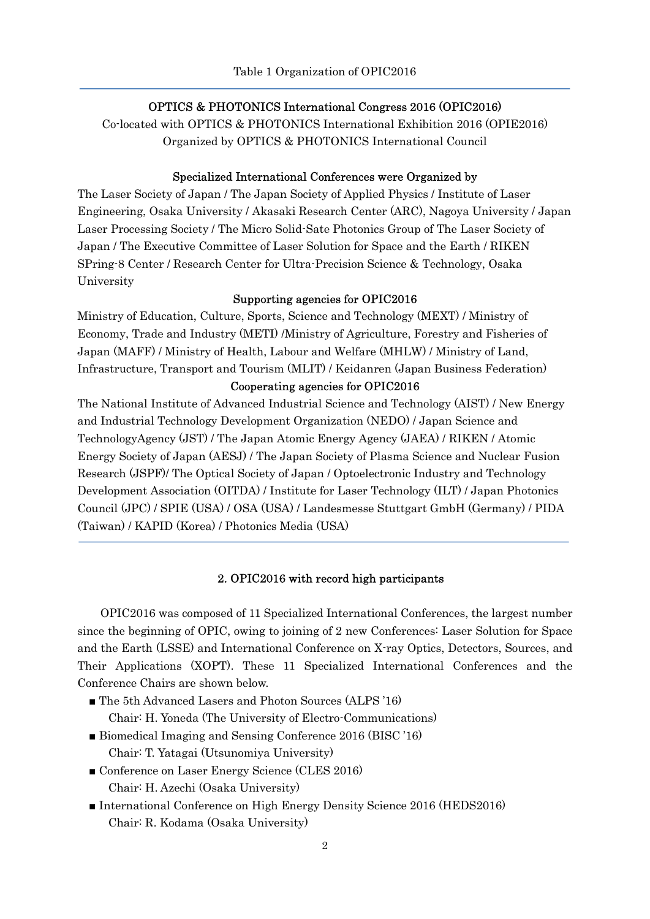Table 1 Organization of OPIC2016

**OPTICS & PHOTONICS International Congress 2016 (OPIC2016)**

Co-located with OPTICS & PHOTONICS International Exhibition 2016 (OPIE2016)

Organized by OPTICS & PHOTONICS International Council

**Specialized International Conferences were Organized by**

The Laser Society of Japan / The Japan Society of Applied Physics / Institute of Laser Engineering, Osaka University / Akasaki Research Center (ARC), Nagoya University / Japan Laser Processing Society / The Micro Solid-Sate Photonics Group of The Laser Society of Japan / The Executive Committee of Laser Solution for Space and the Earth / RIKEN SPring-8 Center / Research Center for Ultra-Precision Science & Technology, Osaka University

**Supporting agencies for OPIC2016**

Ministry of Education, Culture, Sports, Science and Technology (MEXT) / Ministry of Economy, Trade and Industry (METI) /Ministry of Agriculture, Forestry and Fisheries of Japan (MAFF) / Ministry of Health, Labour and Welfare (MHLW) / Ministry of Land, Infrastructure, Transport and Tourism (MLIT) / Keidanren (Japan Business Federation)

**Cooperating agencies for OPIC2016**

The National Institute of Advanced Industrial Science and Technology (AIST) / New Energy and Industrial Technology Development Organization (NEDO) / Japan Science and TechnologyAgency (JST) / The Japan Atomic Energy Agency (JAEA) / RIKEN / Atomic Energy Society of Japan (AESJ) / The Japan Society of Plasma Science and Nuclear Fusion Research (JSPF)/ The Optical Society of Japan / Optoelectronic Industry and Technology Development Association (OITDA) / Institute for Laser Technology (ILT) / Japan Photonics Council (JPC) / SPIE (USA) / OSA (USA) / Landesmesse Stuttgart GmbH (Germany) / PIDA (Taiwan) / KAPID (Korea) / Photonics Media (USA)

## 2. OPIC2016 with record high participants

OPIC2016 was composed of 11 Specialized International Conferences, the largest number since the beginning of OPIC, owing to joining of 2 new Conferences: Laser Solution for Space and the Earth (LSSE) and International Conference on X-ray Optics, Detectors, Sources, and Their Applications (XOPT). These 11 Specialized International Conferences and the Conference Chairs are shown below.

- The 5th Advanced Lasers and Photon Sources (ALPS '16)
  Chair: H. Yoneda (The University of Electro-Communications)
- Biomedical Imaging and Sensing Conference 2016 (BISC '16)
  Chair: T. Yatagai (Utsunomiya University)
- Conference on Laser Energy Science (CLES 2016)
  Chair: H. Azechi (Osaka University)
- International Conference on High Energy Density Science 2016 (HEDS2016)
  Chair: R. Kodama (Osaka University)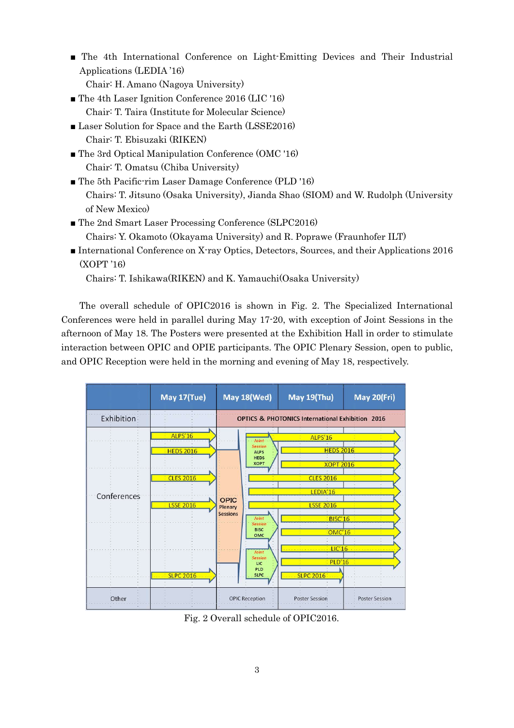- The 4th International Conference on Light-Emitting Devices and Their Industrial Applications (LEDIA '16)

  Chair: H. Amano (Nagoya University)
- The 4th Laser Ignition Conference 2016 (LIC '16)

  Chair: T. Taira (Institute for Molecular Science)
- Laser Solution for Space and the Earth (LSSE2016)

  Chair: T. Ebisuzaki (RIKEN)
- The 3rd Optical Manipulation Conference (OMC '16)

  Chair: T. Omatsu (Chiba University)
- The 5th Pacific-rim Laser Damage Conference (PLD '16)

  Chairs: T. Jitsuno (Osaka University), Jianda Shao (SIOM) and W. Rudolph (University of New Mexico)
- The 2nd Smart Laser Processing Conference (SLPC2016)

  Chairs: Y. Okamoto (Okayama University) and R. Poprawe (Fraunhofer ILT)
- International Conference on X-ray Optics, Detectors, Sources, and their Applications 2016 (XOPT '16)

  Chairs: T. Ishikawa(RIKEN) and K. Yamauchi(Osaka University)

The overall schedule of OPIC2016 is shown in Fig. 2. The Specialized International Conferences were held in parallel during May 17-20, with exception of Joint Sessions in the afternoon of May 18. The Posters were presented at the Exhibition Hall in order to stimulate interaction between OPIC and OPIE participants. The OPIC Plenary Session, open to public, and OPIC Reception were held in the morning and evening of May 18, respectively.

Fig. 2 Overall schedule of OPIC2016.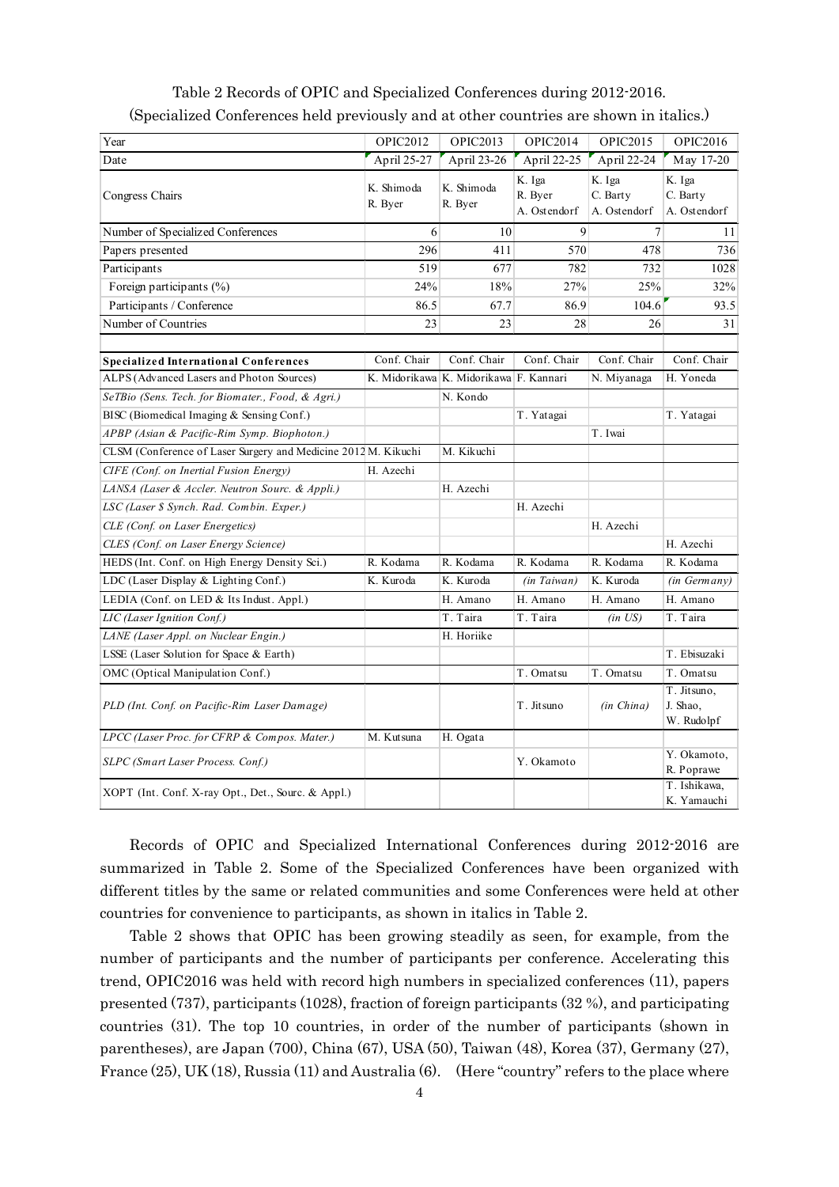Table 2 Records of OPIC and Specialized Conferences during 2012-2016.
(Specialized Conferences held previously and at other countries are shown in italics.)

| Year | OPIC2012 | OPIC2013 | OPIC2014 | OPIC2015 | OPIC2016 |
|---|---|---|---|---|---|
| Date | April 25-27 | April 23-26 | April 22-25 | April 22-24 | May 17-20 |
| Congress Chairs | K. Shimoda R. Byer | K. Shimoda R. Byer | K. Iga R. Byer A. Ostendorf | K. Iga C. Barty A. Ostendorf | K. Iga C. Barty A. Ostendorf |
| Number of Specialized Conferences | 6 | 10 | 9 | 7 | 11 |
| Papers presented | 296 | 411 | 570 | 478 | 736 |
| Participants | 519 | 677 | 782 | 732 | 1028 |
| Foreign participants (%) | 24% | 18% | 27% | 25% | 32% |
| Participants / Conference | 86.5 | 67.7 | 86.9 | 104.6 | 93.5 |
| Number of Countries | 23 | 23 | 28 | 26 | 31 |
| **Specialized International Conferences** | Conf. Chair | Conf. Chair | Conf. Chair | Conf. Chair | Conf. Chair |
| ALPS (Advanced Lasers and Photon Sources) | K. Midorikawa | K. Midorikawa | F. Kannari | N. Miyanaga | H. Yoneda |
| *SeTBio (Sens. Tech. for Biomater., Food, & Agri.)* | | N. Kondo | | | |
| BISC (Biomedical Imaging & Sensing Conf.) | | | T. Yatagai | | T. Yatagai |
| *APBP (Asian & Pacific-Rim Symp. Biophoton.)* | | | | T. Iwai | |
| CLSM (Conference of Laser Surgery and Medicine 2012 | M. Kikuchi | M. Kikuchi | | | |
| *CIFE (Conf. on Inertial Fusion Energy)* | H. Azechi | | | | |
| *LANSA (Laser & Accler. Neutron Sourc. & Appli.)* | | H. Azechi | | | |
| *LSC (Laser $ Synch. Rad. Combin. Exper.)* | | | H. Azechi | | |
| *CLE (Conf. on Laser Energetics)* | | | | H. Azechi | |
| *CLES (Conf. on Laser Energy Science)* | | | | | H. Azechi |
| HEDS (Int. Conf. on High Energy Density Sci.) | R. Kodama | R. Kodama | R. Kodama | R. Kodama | R. Kodama |
| LDC (Laser Display & Lighting Conf.) | K. Kuroda | K. Kuroda | *(in Taiwan)* | K. Kuroda | *(in Germany)* |
| LEDIA (Conf. on LED & Its Indust. Appl.) | | H. Amano | H. Amano | H. Amano | H. Amano |
| *LIC (Laser Ignition Conf.)* | | T. Taira | T. Taira | *(in US)* | T. Taira |
| *LANE (Laser Appl. on Nuclear Engin.)* | | H. Horiike | | | |
| LSSE (Laser Solution for Space & Earth) | | | | | T. Ebisuzaki |
| OMC (Optical Manipulation Conf.) | | | T. Omatsu | T. Omatsu | T. Omatsu |
| *PLD (Int. Conf. on Pacific-Rim Laser Damage)* | | | T. Jitsuno | *(in China)* | T. Jitsuno, J. Shao, W. Rudolpf |
| *LPCC (Laser Proc. for CFRP & Compos. Mater.)* | M. Kutsuna | H. Ogata | | | |
| *SLPC (Smart Laser Process. Conf.)* | | | Y. Okamoto | | Y. Okamoto, R. Poprawe |
| XOPT (Int. Conf. X-ray Opt., Det., Sourc. & Appl.) | | | | | T. Ishikawa, K. Yamauchi |

Records of OPIC and Specialized International Conferences during 2012-2016 are summarized in Table 2. Some of the Specialized Conferences have been organized with different titles by the same or related communities and some Conferences were held at other countries for convenience to participants, as shown in italics in Table 2.

Table 2 shows that OPIC has been growing steadily as seen, for example, from the number of participants and the number of participants per conference. Accelerating this trend, OPIC2016 was held with record high numbers in specialized conferences (11), papers presented (737), participants (1028), fraction of foreign participants (32 %), and participating countries (31). The top 10 countries, in order of the number of participants (shown in parentheses), are Japan (700), China (67), USA (50), Taiwan (48), Korea (37), Germany (27), France (25), UK (18), Russia (11) and Australia (6). (Here "country" refers to the place where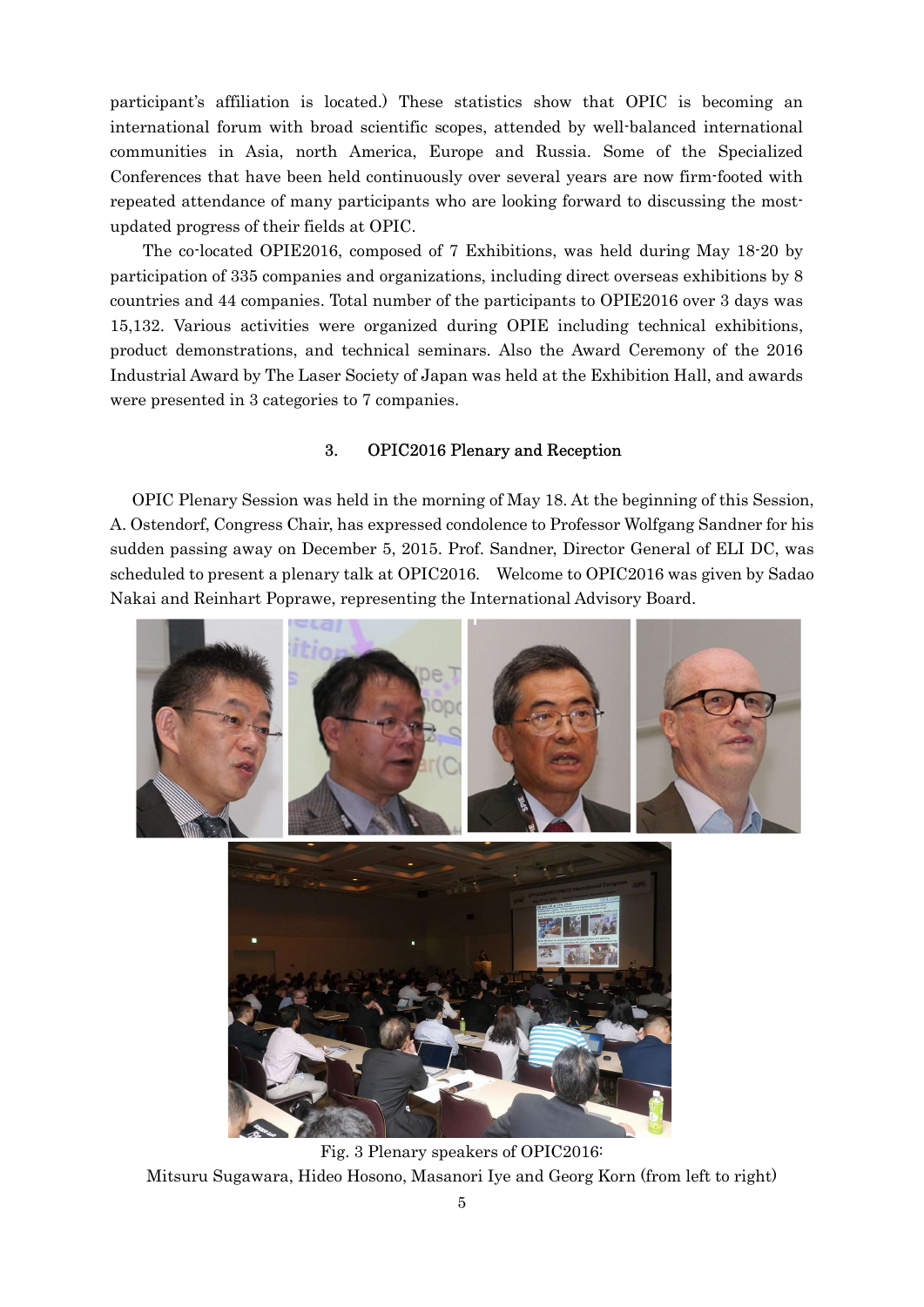participant's affiliation is located.) These statistics show that OPIC is becoming an international forum with broad scientific scopes, attended by well-balanced international communities in Asia, north America, Europe and Russia. Some of the Specialized Conferences that have been held continuously over several years are now firm-footed with repeated attendance of many participants who are looking forward to discussing the most-updated progress of their fields at OPIC.

The co-located OPIE2016, composed of 7 Exhibitions, was held during May 18-20 by participation of 335 companies and organizations, including direct overseas exhibitions by 8 countries and 44 companies. Total number of the participants to OPIE2016 over 3 days was 15,132. Various activities were organized during OPIE including technical exhibitions, product demonstrations, and technical seminars. Also the Award Ceremony of the 2016 Industrial Award by The Laser Society of Japan was held at the Exhibition Hall, and awards were presented in 3 categories to 7 companies.

## 3. OPIC2016 Plenary and Reception

OPIC Plenary Session was held in the morning of May 18. At the beginning of this Session, A. Ostendorf, Congress Chair, has expressed condolence to Professor Wolfgang Sandner for his sudden passing away on December 5, 2015. Prof. Sandner, Director General of ELI DC, was scheduled to present a plenary talk at OPIC2016. Welcome to OPIC2016 was given by Sadao Nakai and Reinhart Poprawe, representing the International Advisory Board.

Fig. 3 Plenary speakers of OPIC2016:
Mitsuru Sugawara, Hideo Hosono, Masanori Iye and Georg Korn (from left to right)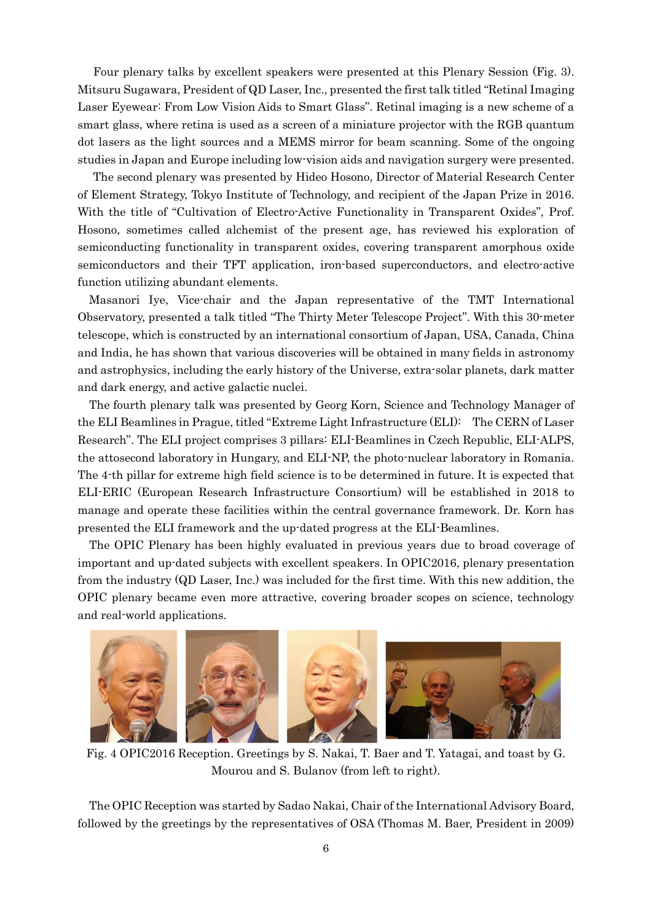Four plenary talks by excellent speakers were presented at this Plenary Session (Fig. 3). Mitsuru Sugawara, President of QD Laser, Inc., presented the first talk titled "Retinal Imaging Laser Eyewear: From Low Vision Aids to Smart Glass". Retinal imaging is a new scheme of a smart glass, where retina is used as a screen of a miniature projector with the RGB quantum dot lasers as the light sources and a MEMS mirror for beam scanning. Some of the ongoing studies in Japan and Europe including low-vision aids and navigation surgery were presented.

The second plenary was presented by Hideo Hosono, Director of Material Research Center of Element Strategy, Tokyo Institute of Technology, and recipient of the Japan Prize in 2016. With the title of "Cultivation of Electro-Active Functionality in Transparent Oxides", Prof. Hosono, sometimes called alchemist of the present age, has reviewed his exploration of semiconducting functionality in transparent oxides, covering transparent amorphous oxide semiconductors and their TFT application, iron-based superconductors, and electro-active function utilizing abundant elements.

Masanori Iye, Vice-chair and the Japan representative of the TMT International Observatory, presented a talk titled "The Thirty Meter Telescope Project". With this 30-meter telescope, which is constructed by an international consortium of Japan, USA, Canada, China and India, he has shown that various discoveries will be obtained in many fields in astronomy and astrophysics, including the early history of the Universe, extra-solar planets, dark matter and dark energy, and active galactic nuclei.

The fourth plenary talk was presented by Georg Korn, Science and Technology Manager of the ELI Beamlines in Prague, titled "Extreme Light Infrastructure (ELI): The CERN of Laser Research". The ELI project comprises 3 pillars: ELI-Beamlines in Czech Republic, ELI-ALPS, the attosecond laboratory in Hungary, and ELI-NP, the photo-nuclear laboratory in Romania. The 4-th pillar for extreme high field science is to be determined in future. It is expected that ELI-ERIC (European Research Infrastructure Consortium) will be established in 2018 to manage and operate these facilities within the central governance framework. Dr. Korn has presented the ELI framework and the up-dated progress at the ELI-Beamlines.

The OPIC Plenary has been highly evaluated in previous years due to broad coverage of important and up-dated subjects with excellent speakers. In OPIC2016, plenary presentation from the industry (QD Laser, Inc.) was included for the first time. With this new addition, the OPIC plenary became even more attractive, covering broader scopes on science, technology and real-world applications.

Fig. 4 OPIC2016 Reception. Greetings by S. Nakai, T. Baer and T. Yatagai, and toast by G. Mourou and S. Bulanov (from left to right).

The OPIC Reception was started by Sadao Nakai, Chair of the International Advisory Board, followed by the greetings by the representatives of OSA (Thomas M. Baer, President in 2009)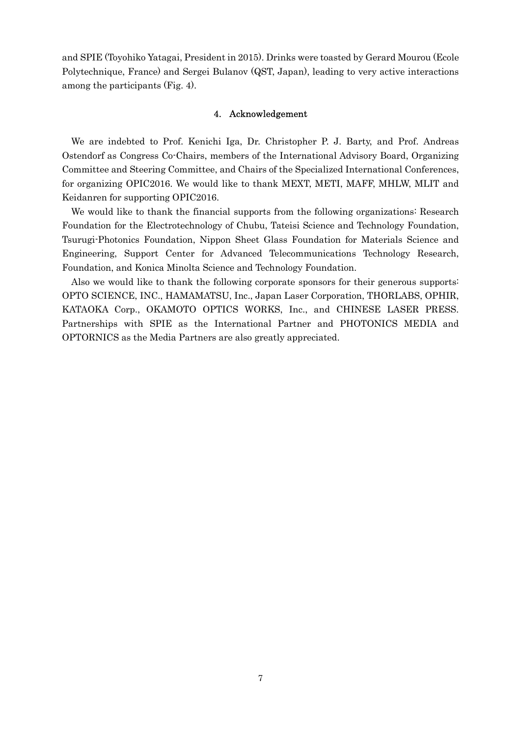and SPIE (Toyohiko Yatagai, President in 2015). Drinks were toasted by Gerard Mourou (Ecole Polytechnique, France) and Sergei Bulanov (QST, Japan), leading to very active interactions among the participants (Fig. 4).

## 4. Acknowledgement

We are indebted to Prof. Kenichi Iga, Dr. Christopher P. J. Barty, and Prof. Andreas Ostendorf as Congress Co-Chairs, members of the International Advisory Board, Organizing Committee and Steering Committee, and Chairs of the Specialized International Conferences, for organizing OPIC2016. We would like to thank MEXT, METI, MAFF, MHLW, MLIT and Keidanren for supporting OPIC2016.

We would like to thank the financial supports from the following organizations: Research Foundation for the Electrotechnology of Chubu, Tateisi Science and Technology Foundation, Tsurugi-Photonics Foundation, Nippon Sheet Glass Foundation for Materials Science and Engineering, Support Center for Advanced Telecommunications Technology Research, Foundation, and Konica Minolta Science and Technology Foundation.

Also we would like to thank the following corporate sponsors for their generous supports: OPTO SCIENCE, INC., HAMAMATSU, Inc., Japan Laser Corporation, THORLABS, OPHIR, KATAOKA Corp., OKAMOTO OPTICS WORKS, Inc., and CHINESE LASER PRESS. Partnerships with SPIE as the International Partner and PHOTONICS MEDIA and OPTORNICS as the Media Partners are also greatly appreciated.